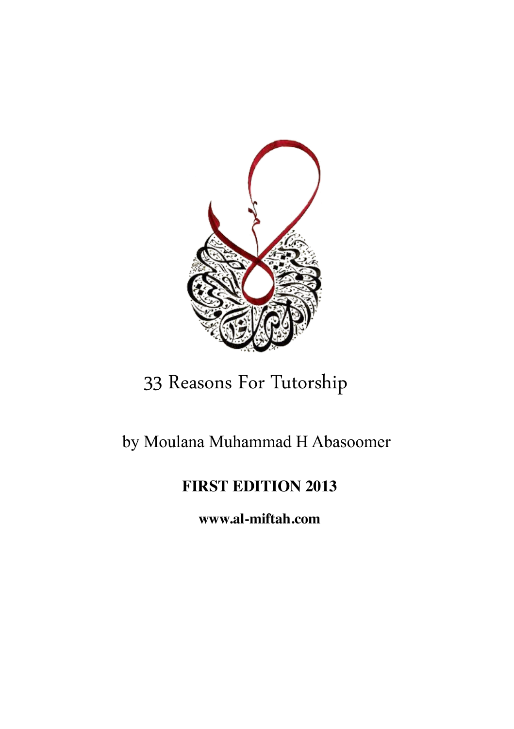# 33 Reasons For Tutorship

by Moulana Muhammad H Abasoomer

**FIRST EDITION 2013**

**www.al-miftah.com**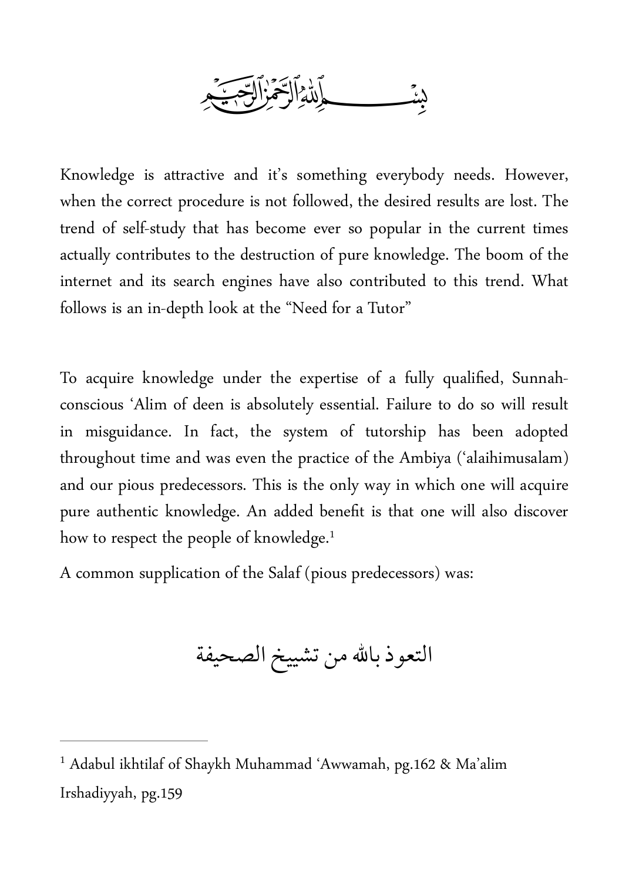بِسْمِ اللَّهِ الرَّحْمَٰنِ الرَّحِيمِ

Knowledge is attractive and it's something everybody needs. However, when the correct procedure is not followed, the desired results are lost. The trend of self-study that has become ever so popular in the current times actually contributes to the destruction of pure knowledge. The boom of the internet and its search engines have also contributed to this trend. What follows is an in-depth look at the "Need for a Tutor"

To acquire knowledge under the expertise of a fully qualified, Sunnah-conscious 'Alim of deen is absolutely essential. Failure to do so will result in misguidance. In fact, the system of tutorship has been adopted throughout time and was even the practice of the Ambiya ('alaihimusalam) and our pious predecessors. This is the only way in which one will acquire pure authentic knowledge. An added benefit is that one will also discover how to respect the people of knowledge.[1]

A common supplication of the Salaf (pious predecessors) was:

التعوذ بالله من تشييخ الصحيفة

---

[1] Adabul ikhtilaf of Shaykh Muhammad 'Awwamah, pg.162 & Ma'alim Irshadiyyah, pg.159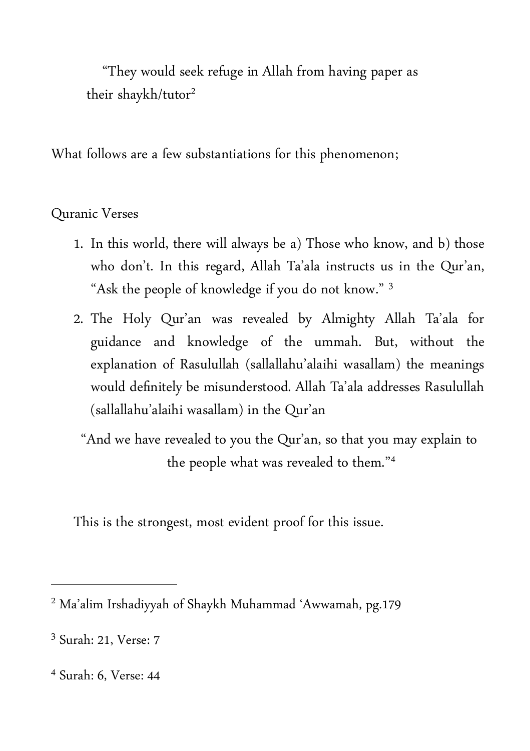"They would seek refuge in Allah from having paper as their shaykh/tutor[2]

What follows are a few substantiations for this phenomenon;

Quranic Verses

1. In this world, there will always be a) Those who know, and b) those who don't. In this regard, Allah Ta'ala instructs us in the Qur'an, "Ask the people of knowledge if you do not know." [3]
2. The Holy Qur'an was revealed by Almighty Allah Ta'ala for guidance and knowledge of the ummah. But, without the explanation of Rasulullah (sallallahu'alaihi wasallam) the meanings would definitely be misunderstood. Allah Ta'ala addresses Rasulullah (sallallahu'alaihi wasallam) in the Qur'an

"And we have revealed to you the Qur'an, so that you may explain to the people what was revealed to them."[4]

This is the strongest, most evident proof for this issue.

---

[2] Ma'alim Irshadiyyah of Shaykh Muhammad 'Awwamah, pg.179

[3] Surah: 21, Verse: 7

[4] Surah: 6, Verse: 44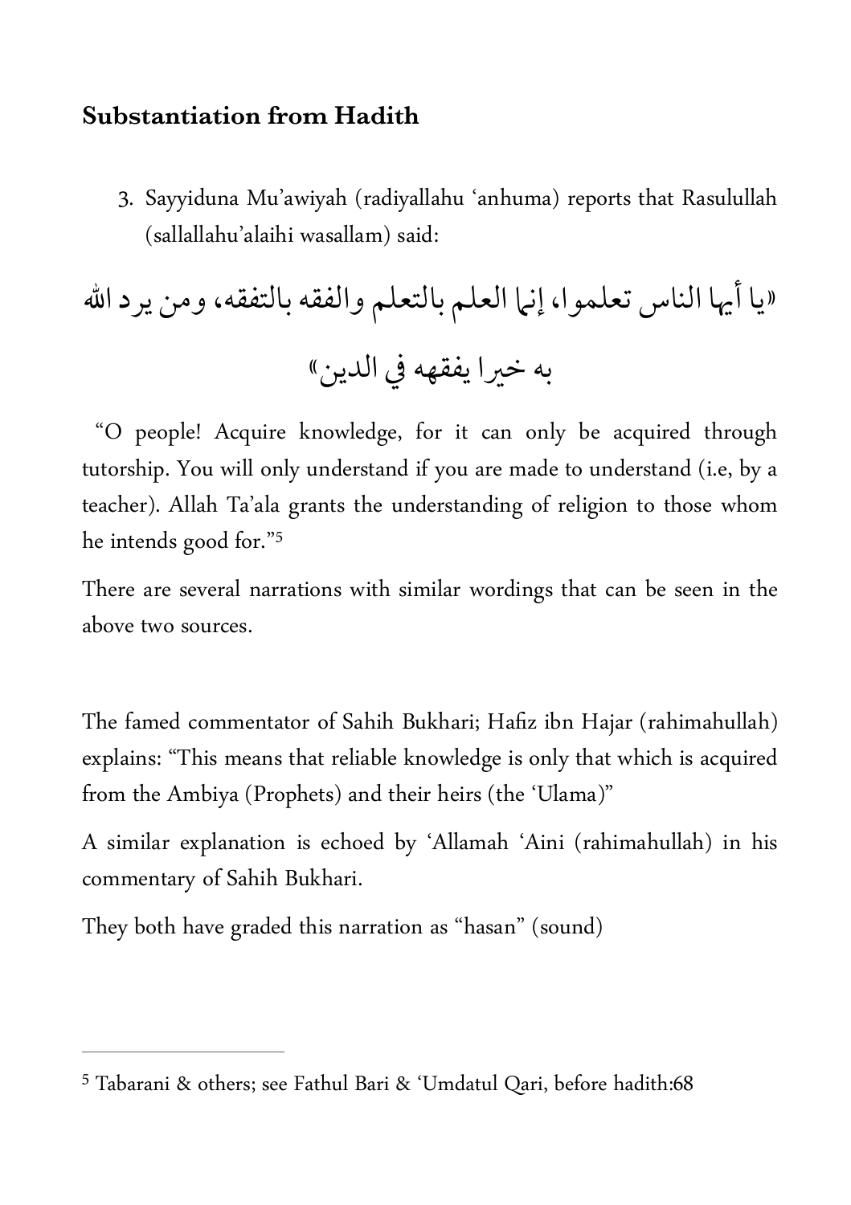### Substantiation from Hadith

3. Sayyiduna Mu'awiyah (radiyallahu 'anhuma) reports that Rasulullah (sallallahu'alaihi wasallam) said:

«يا أيها الناس تعلموا، إنما العلم بالتعلم والفقه بالتفقه، ومن يرد الله به خيرا يفقهه في الدين»

"O people! Acquire knowledge, for it can only be acquired through tutorship. You will only understand if you are made to understand (i.e, by a teacher). Allah Ta'ala grants the understanding of religion to those whom he intends good for."[5]

There are several narrations with similar wordings that can be seen in the above two sources.

The famed commentator of Sahih Bukhari; Hafiz ibn Hajar (rahimahullah) explains: "This means that reliable knowledge is only that which is acquired from the Ambiya (Prophets) and their heirs (the 'Ulama)"

A similar explanation is echoed by 'Allamah 'Aini (rahimahullah) in his commentary of Sahih Bukhari.

They both have graded this narration as "hasan" (sound)

---

[5] Tabarani & others; see Fathul Bari & 'Umdatul Qari, before hadith:68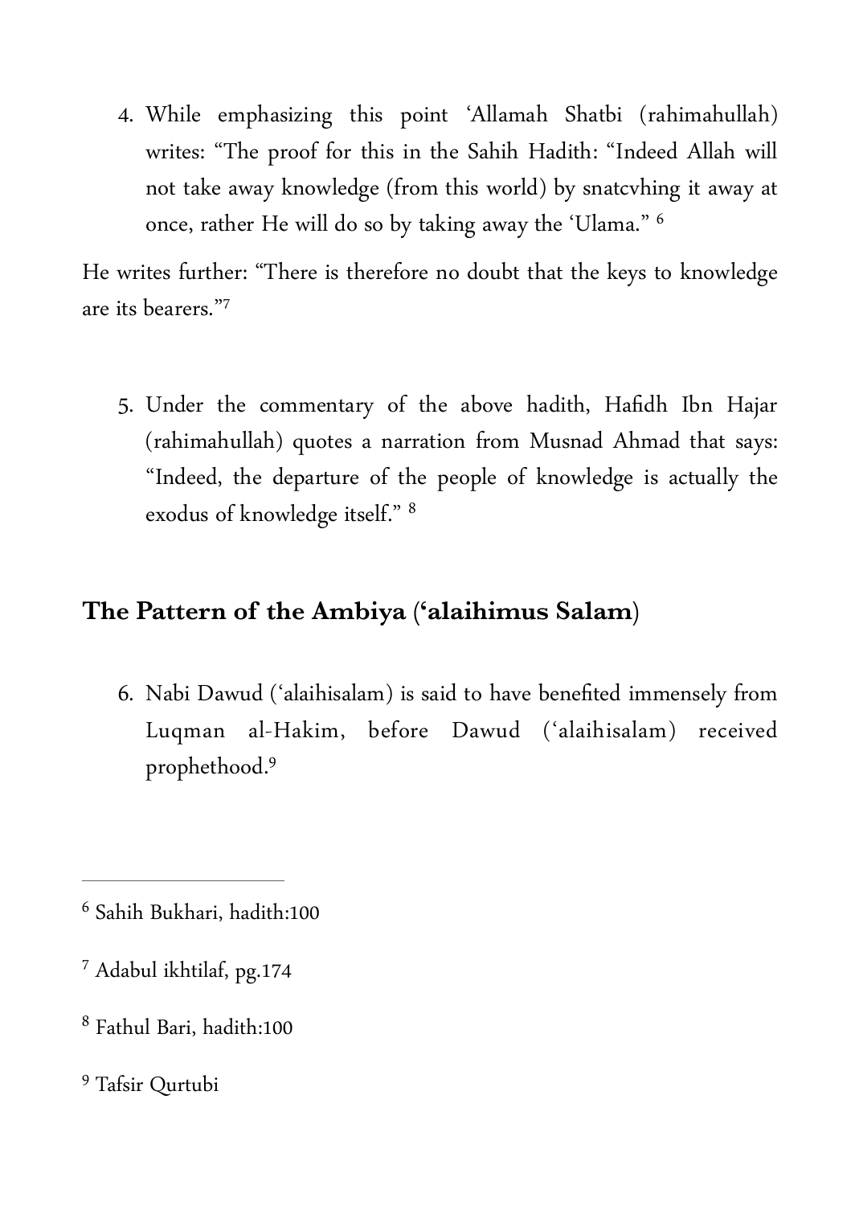4. While emphasizing this point 'Allamah Shatbi (rahimahullah) writes: "The proof for this in the Sahih Hadith: "Indeed Allah will not take away knowledge (from this world) by snatcvhing it away at once, rather He will do so by taking away the 'Ulama." [6]

He writes further: "There is therefore no doubt that the keys to knowledge are its bearers."[7]

5. Under the commentary of the above hadith, Hafidh Ibn Hajar (rahimahullah) quotes a narration from Musnad Ahmad that says: "Indeed, the departure of the people of knowledge is actually the exodus of knowledge itself." [8]

## The Pattern of the Ambiya ('alaihimus Salam)

6. Nabi Dawud ('alaihisalam) is said to have benefited immensely from Luqman al-Hakim, before Dawud ('alaihisalam) received prophethood.[9]

---

[6] Sahih Bukhari, hadith:100

[7] Adabul ikhtilaf, pg.174

[8] Fathul Bari, hadith:100

[9] Tafsir Qurtubi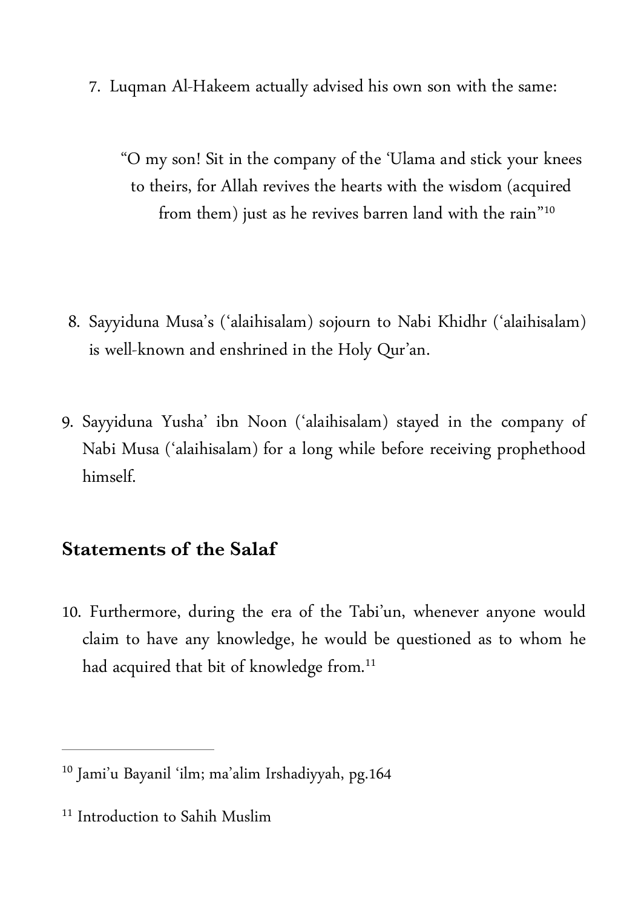7. Luqman Al-Hakeem actually advised his own son with the same:

> "O my son! Sit in the company of the 'Ulama and stick your knees to theirs, for Allah revives the hearts with the wisdom (acquired from them) just as he revives barren land with the rain"[10]

8. Sayyiduna Musa's ('alaihisalam) sojourn to Nabi Khidhr ('alaihisalam) is well-known and enshrined in the Holy Qur'an.

9. Sayyiduna Yusha' ibn Noon ('alaihisalam) stayed in the company of Nabi Musa ('alaihisalam) for a long while before receiving prophethood himself.

## Statements of the Salaf

10. Furthermore, during the era of the Tabi'un, whenever anyone would claim to have any knowledge, he would be questioned as to whom he had acquired that bit of knowledge from.[11]

---

[10] Jami'u Bayanil 'ilm; ma'alim Irshadiyyah, pg.164

[11] Introduction to Sahih Muslim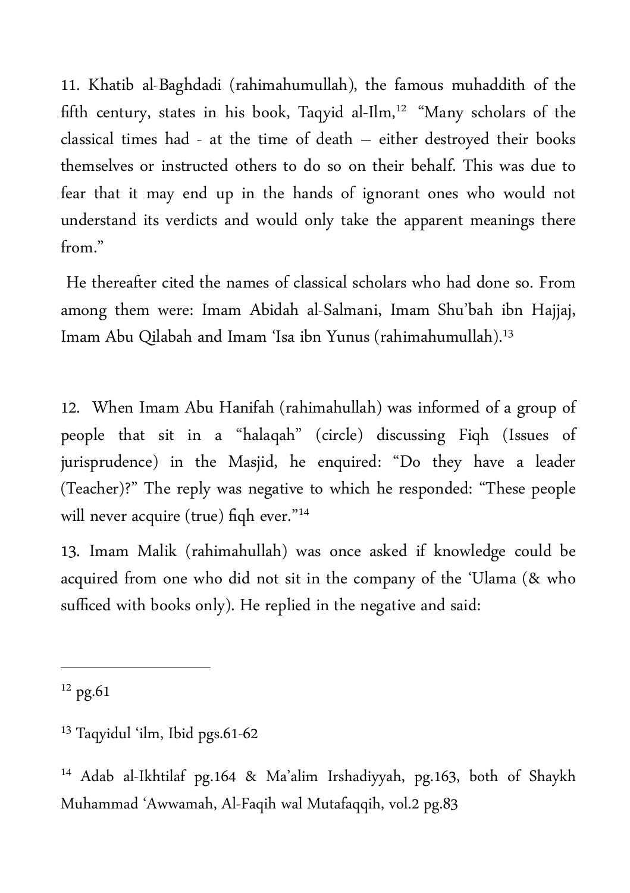11. Khatib al-Baghdadi (rahimahumullah), the famous muhaddith of the fifth century, states in his book, Taqyid al-Ilm,[12] "Many scholars of the classical times had - at the time of death – either destroyed their books themselves or instructed others to do so on their behalf. This was due to fear that it may end up in the hands of ignorant ones who would not understand its verdicts and would only take the apparent meanings there from."

He thereafter cited the names of classical scholars who had done so. From among them were: Imam Abidah al-Salmani, Imam Shu'bah ibn Hajjaj, Imam Abu Qilabah and Imam 'Isa ibn Yunus (rahimahumullah).[13]

12. When Imam Abu Hanifah (rahimahullah) was informed of a group of people that sit in a "halaqah" (circle) discussing Fiqh (Issues of jurisprudence) in the Masjid, he enquired: "Do they have a leader (Teacher)?" The reply was negative to which he responded: "These people will never acquire (true) fiqh ever."[14]

13. Imam Malik (rahimahullah) was once asked if knowledge could be acquired from one who did not sit in the company of the 'Ulama (& who sufficed with books only). He replied in the negative and said:

---

[12] pg.61

[13] Taqyidul 'ilm, Ibid pgs.61-62

[14] Adab al-Ikhtilaf pg.164 & Ma'alim Irshadiyyah, pg.163, both of Shaykh Muhammad 'Awwamah, Al-Faqih wal Mutafaqqih, vol.2 pg.83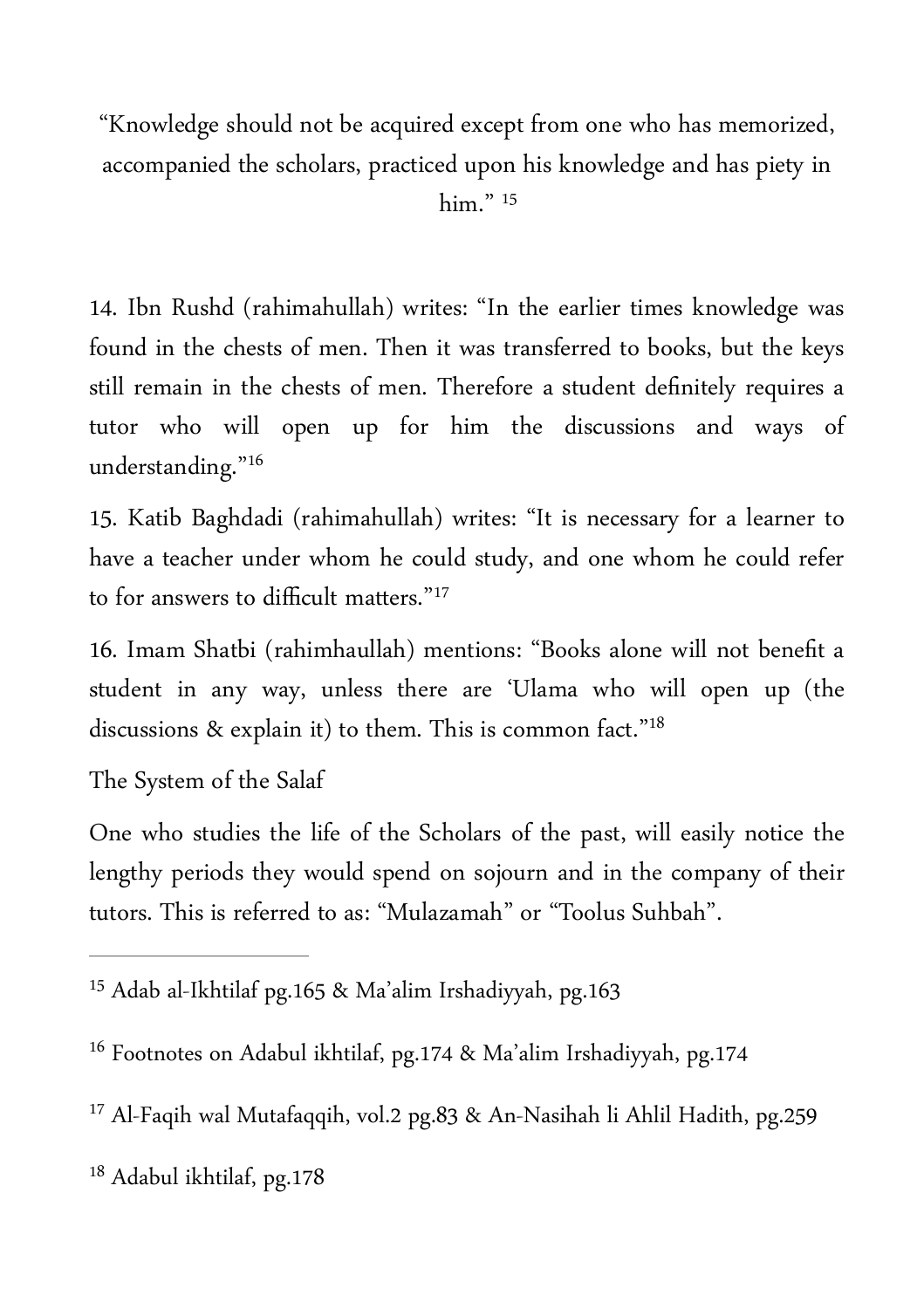“Knowledge should not be acquired except from one who has memorized, accompanied the scholars, practiced upon his knowledge and has piety in him.” [15]

14. Ibn Rushd (rahimahullah) writes: “In the earlier times knowledge was found in the chests of men. Then it was transferred to books, but the keys still remain in the chests of men. Therefore a student definitely requires a tutor who will open up for him the discussions and ways of understanding.”[16]

15. Katib Baghdadi (rahimahullah) writes: “It is necessary for a learner to have a teacher under whom he could study, and one whom he could refer to for answers to difficult matters.”[17]

16. Imam Shatbi (rahimhaullah) mentions: “Books alone will not benefit a student in any way, unless there are ‘Ulama who will open up (the discussions & explain it) to them. This is common fact.”[18]

The System of the Salaf

One who studies the life of the Scholars of the past, will easily notice the lengthy periods they would spend on sojourn and in the company of their tutors. This is referred to as: “Mulazamah” or “Toolus Suhbah”.

---

[15] Adab al-Ikhtilaf pg.165 & Ma’alim Irshadiyyah, pg.163

[16] Footnotes on Adabul ikhtilaf, pg.174 & Ma’alim Irshadiyyah, pg.174

[17] Al-Faqih wal Mutafaqqih, vol.2 pg.83 & An-Nasihah li Ahlil Hadith, pg.259

[18] Adabul ikhtilaf, pg.178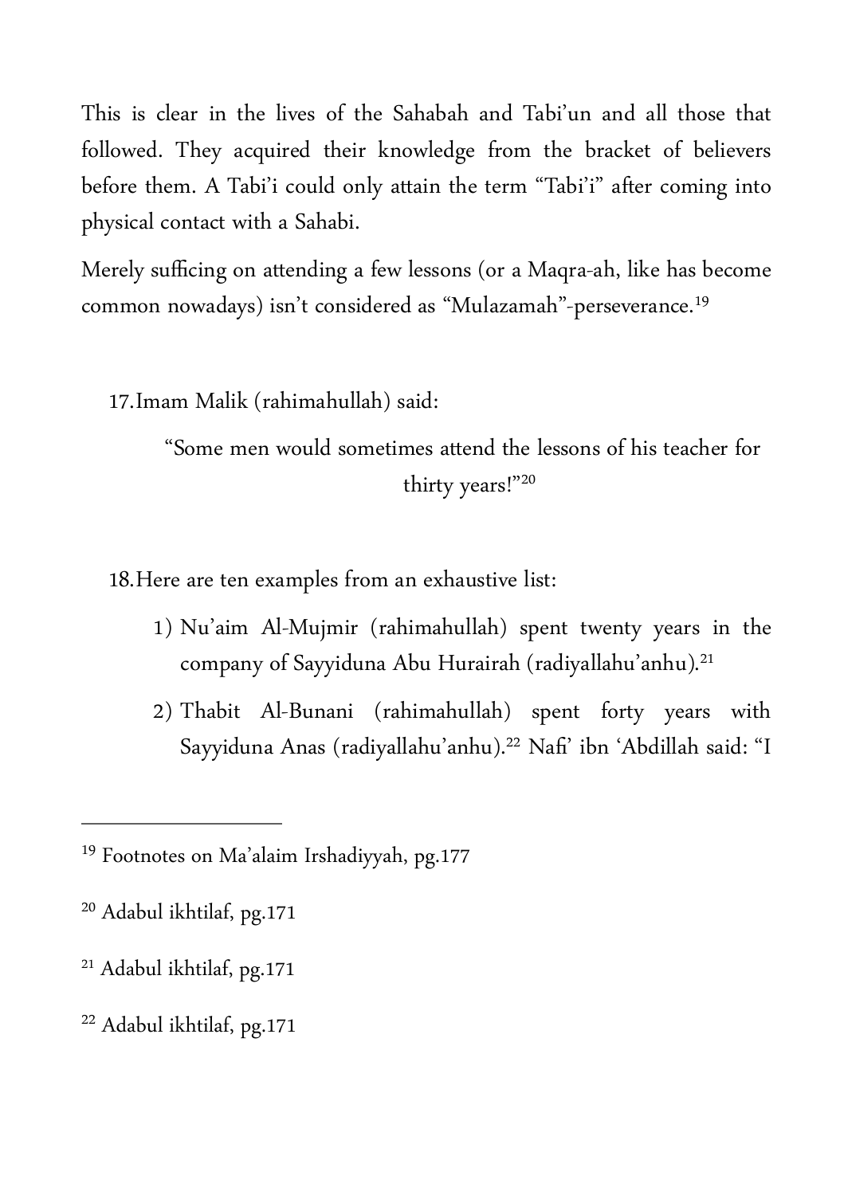This is clear in the lives of the Sahabah and Tabi'un and all those that followed. They acquired their knowledge from the bracket of believers before them. A Tabi'i could only attain the term "Tabi'i" after coming into physical contact with a Sahabi.

Merely sufficing on attending a few lessons (or a Maqra-ah, like has become common nowadays) isn't considered as "Mulazamah"-perseverance.[19]

17. Imam Malik (rahimahullah) said:

> "Some men would sometimes attend the lessons of his teacher for thirty years!"[20]

18. Here are ten examples from an exhaustive list:

    1) Nu'aim Al-Mujmir (rahimahullah) spent twenty years in the company of Sayyiduna Abu Hurairah (radiyallahu'anhu).[21]
    2) Thabit Al-Bunani (rahimahullah) spent forty years with Sayyiduna Anas (radiyallahu'anhu).[22] Nafi' ibn 'Abdillah said: "I

---

[19] Footnotes on Ma'alaim Irshadiyyah, pg.177

[20] Adabul ikhtilaf, pg.171

[21] Adabul ikhtilaf, pg.171

[22] Adabul ikhtilaf, pg.171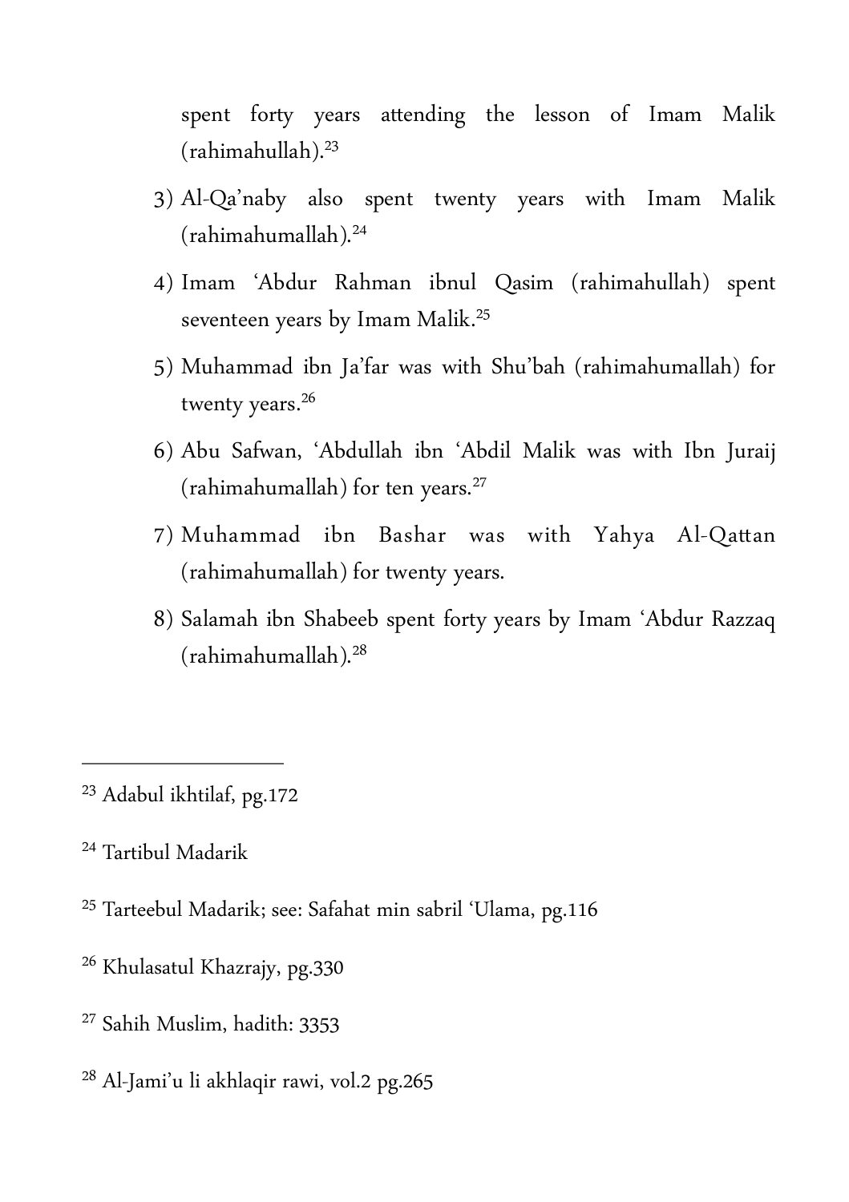spent forty years attending the lesson of Imam Malik (rahimahullah).[23]

3) Al-Qa'naby also spent twenty years with Imam Malik (rahimahumallah).[24]
4) Imam 'Abdur Rahman ibnul Qasim (rahimahullah) spent seventeen years by Imam Malik.[25]
5) Muhammad ibn Ja'far was with Shu'bah (rahimahumallah) for twenty years.[26]
6) Abu Safwan, 'Abdullah ibn 'Abdil Malik was with Ibn Juraij (rahimahumallah) for ten years.[27]
7) Muhammad ibn Bashar was with Yahya Al-Qattan (rahimahumallah) for twenty years.
8) Salamah ibn Shabeeb spent forty years by Imam 'Abdur Razzaq (rahimahumallah).[28]

---

[23] Adabul ikhtilaf, pg.172

[24] Tartibul Madarik

[25] Tarteebul Madarik; see: Safahat min sabril 'Ulama, pg.116

[26] Khulasatul Khazrajy, pg.330

[27] Sahih Muslim, hadith: 3353

[28] Al-Jami'u li akhlaqir rawi, vol.2 pg.265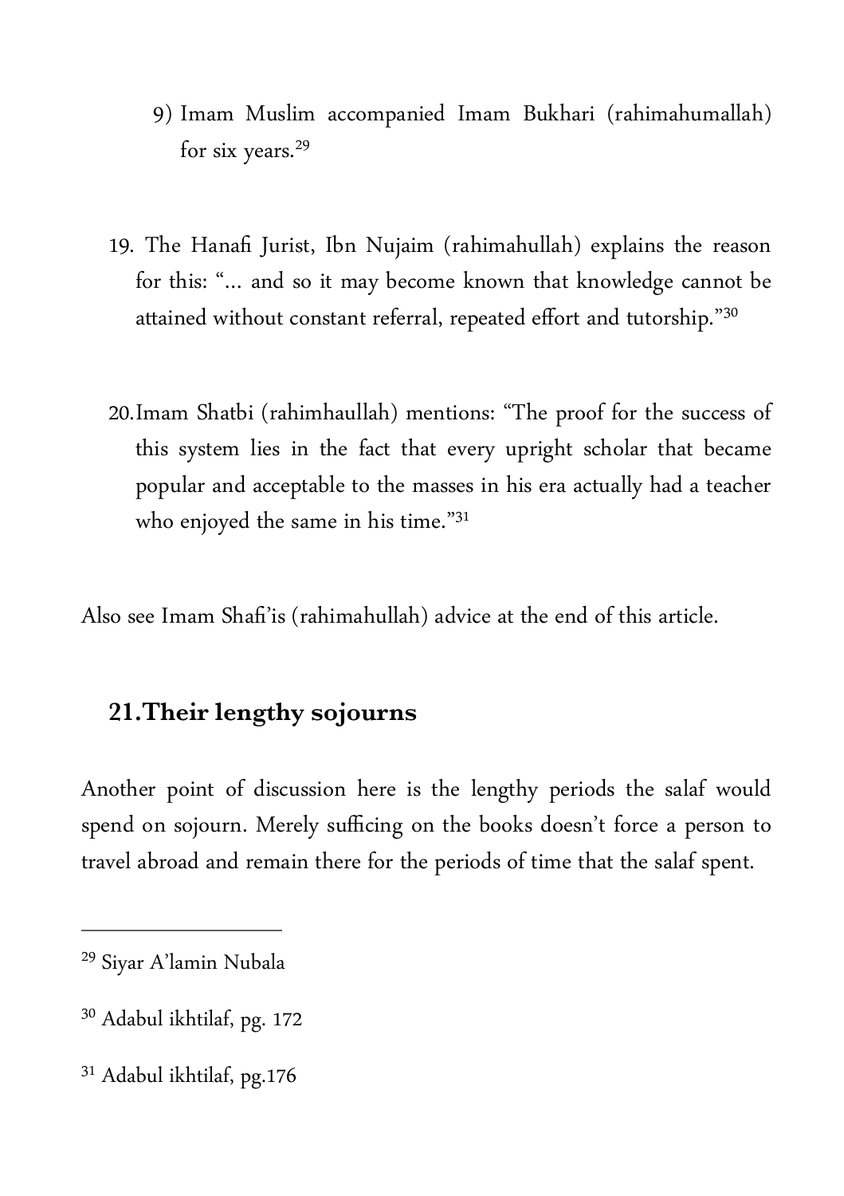9) Imam Muslim accompanied Imam Bukhari (rahimahumallah) for six years.[29]

19. The Hanafi Jurist, Ibn Nujaim (rahimahullah) explains the reason for this: "... and so it may become known that knowledge cannot be attained without constant referral, repeated effort and tutorship."[30]

20. Imam Shatbi (rahimhaullah) mentions: "The proof for the success of this system lies in the fact that every upright scholar that became popular and acceptable to the masses in his era actually had a teacher who enjoyed the same in his time."[31]

Also see Imam Shafi'is (rahimahullah) advice at the end of this article.

## 21. Their lengthy sojourns

Another point of discussion here is the lengthy periods the salaf would spend on sojourn. Merely sufficing on the books doesn't force a person to travel abroad and remain there for the periods of time that the salaf spent.

---

[29] Siyar A'lamin Nubala

[30] Adabul ikhtilaf, pg. 172

[31] Adabul ikhtilaf, pg.176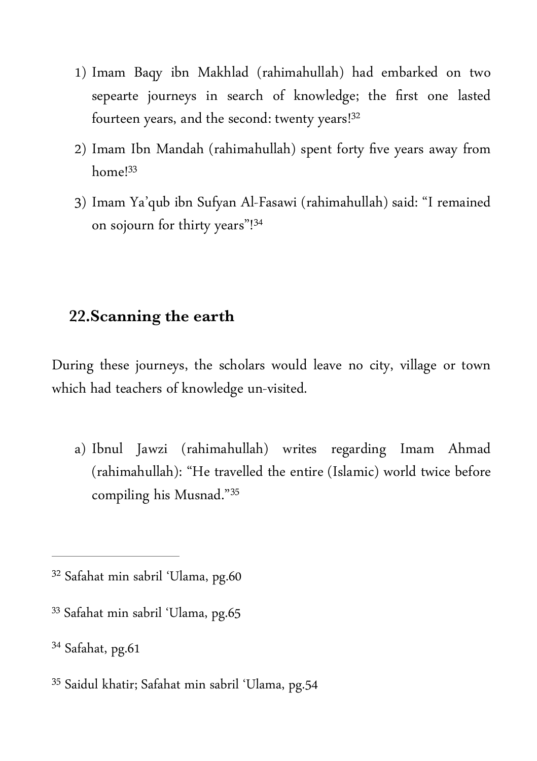1) Imam Baqy ibn Makhlad (rahimahullah) had embarked on two sepearte journeys in search of knowledge; the first one lasted fourteen years, and the second: twenty years![32]

2) Imam Ibn Mandah (rahimahullah) spent forty five years away from home![33]

3) Imam Ya'qub ibn Sufyan Al-Fasawi (rahimahullah) said: "I remained on sojourn for thirty years"![34]

## 22.Scanning the earth

During these journeys, the scholars would leave no city, village or town which had teachers of knowledge un-visited.

a) Ibnul Jawzi (rahimahullah) writes regarding Imam Ahmad (rahimahullah): "He travelled the entire (Islamic) world twice before compiling his Musnad."[35]

---

[32] Safahat min sabril 'Ulama, pg.60

[33] Safahat min sabril 'Ulama, pg.65

[34] Safahat, pg.61

[35] Saidul khatir; Safahat min sabril 'Ulama, pg.54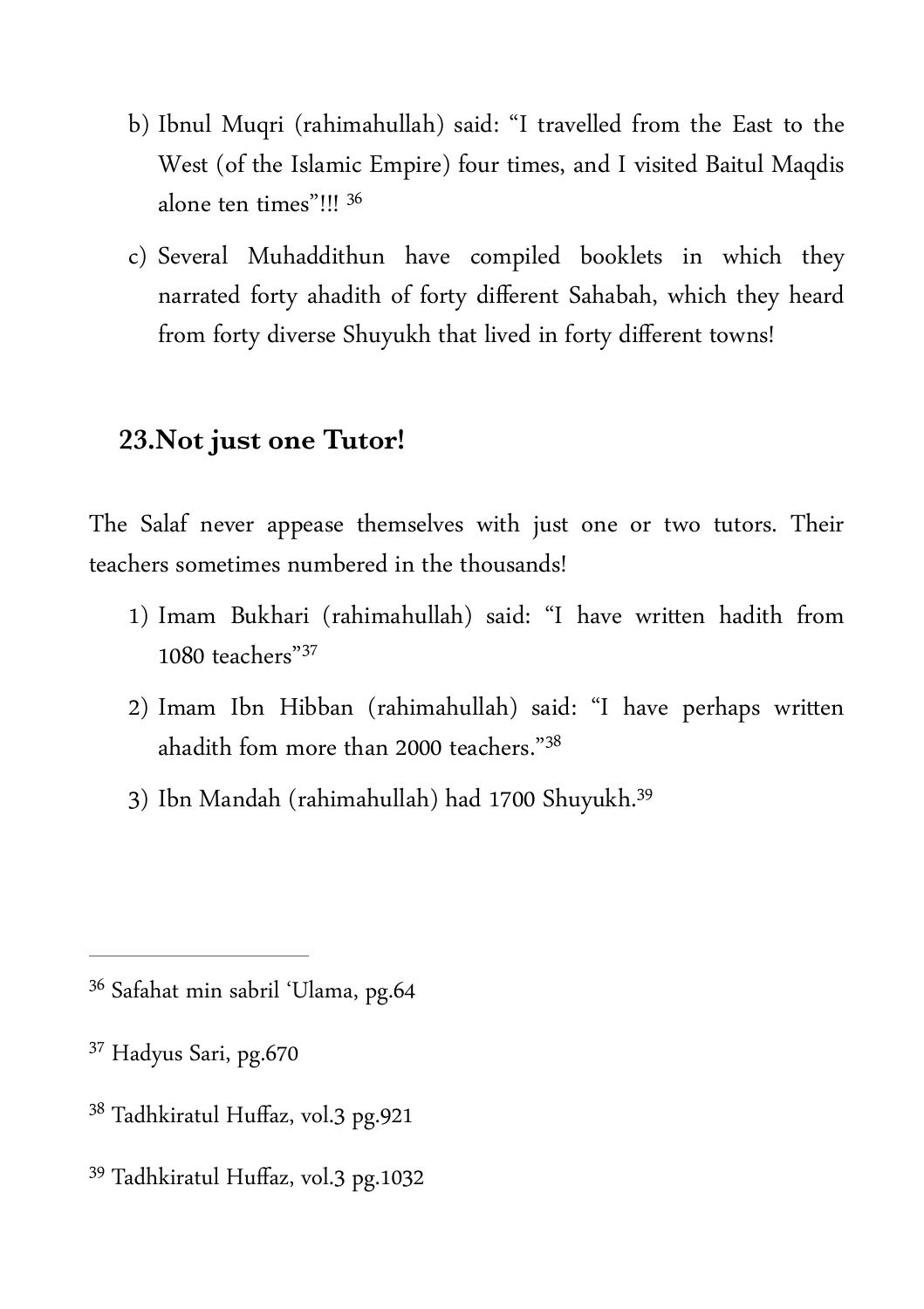b) Ibnul Muqri (rahimahullah) said: "I travelled from the East to the West (of the Islamic Empire) four times, and I visited Baitul Maqdis alone ten times"!!! [36]

c) Several Muhaddithun have compiled booklets in which they narrated forty ahadith of forty different Sahabah, which they heard from forty diverse Shuyukh that lived in forty different towns!

## 23.Not just one Tutor!

The Salaf never appease themselves with just one or two tutors. Their teachers sometimes numbered in the thousands!

1) Imam Bukhari (rahimahullah) said: "I have written hadith from 1080 teachers"[37]
2) Imam Ibn Hibban (rahimahullah) said: "I have perhaps written ahadith fom more than 2000 teachers."[38]
3) Ibn Mandah (rahimahullah) had 1700 Shuyukh.[39]

---

[36] Safahat min sabril 'Ulama, pg.64

[37] Hadyus Sari, pg.670

[38] Tadhkiratul Huffaz, vol.3 pg.921

[39] Tadhkiratul Huffaz, vol.3 pg.1032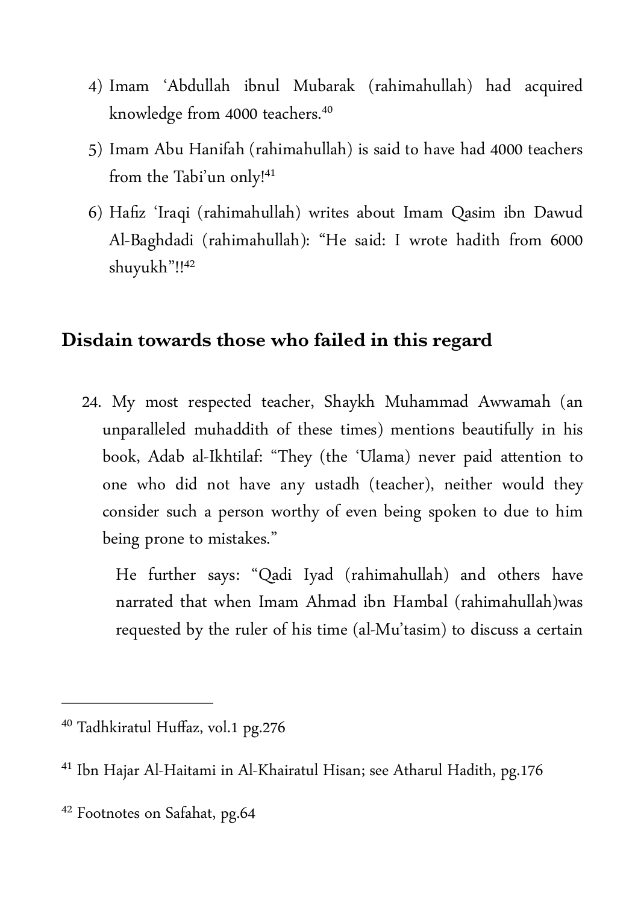4) Imam ʻAbdullah ibnul Mubarak (rahimahullah) had acquired knowledge from 4000 teachers.[40]

5) Imam Abu Hanifah (rahimahullah) is said to have had 4000 teachers from the Tabi'un only![41]

6) Hafiz ʻIraqi (rahimahullah) writes about Imam Qasim ibn Dawud Al-Baghdadi (rahimahullah): "He said: I wrote hadith from 6000 shuyukh"!![42]

## Disdain towards those who failed in this regard

24. My most respected teacher, Shaykh Muhammad Awwamah (an unparalleled muhaddith of these times) mentions beautifully in his book, Adab al-Ikhtilaf: "They (the ʻUlama) never paid attention to one who did not have any ustadh (teacher), neither would they consider such a person worthy of even being spoken to due to him being prone to mistakes."

    He further says: "Qadi Iyad (rahimahullah) and others have narrated that when Imam Ahmad ibn Hambal (rahimahullah)was requested by the ruler of his time (al-Mu'tasim) to discuss a certain

---

[40] Tadhkiratul Huffaz, vol.1 pg.276

[41] Ibn Hajar Al-Haitami in Al-Khairatul Hisan; see Atharul Hadith, pg.176

[42] Footnotes on Safahat, pg.64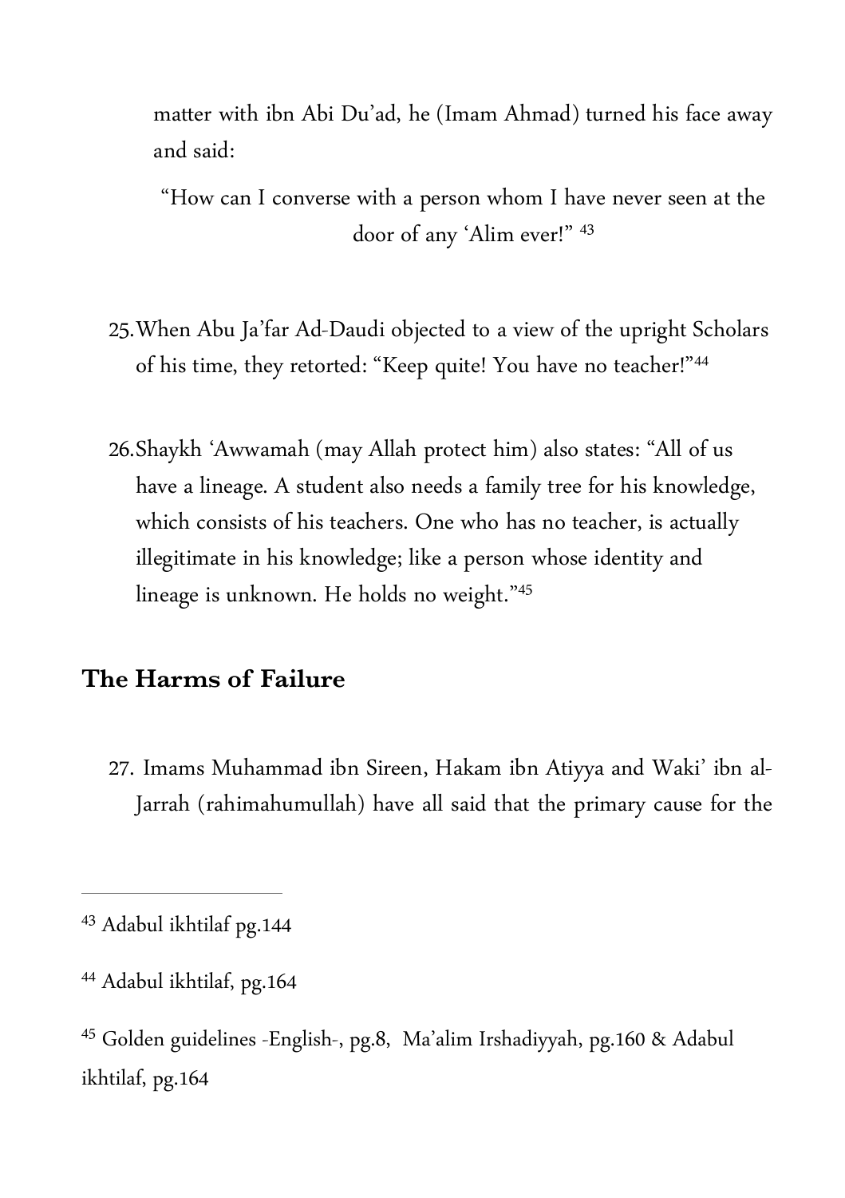matter with ibn Abi Du'ad, he (Imam Ahmad) turned his face away and said:

"How can I converse with a person whom I have never seen at the door of any 'Alim ever!" [43]

25. When Abu Ja'far Ad-Daudi objected to a view of the upright Scholars of his time, they retorted: "Keep quite! You have no teacher!"[44]

26. Shaykh 'Awwamah (may Allah protect him) also states: "All of us have a lineage. A student also needs a family tree for his knowledge, which consists of his teachers. One who has no teacher, is actually illegitimate in his knowledge; like a person whose identity and lineage is unknown. He holds no weight."[45]

## The Harms of Failure

27. Imams Muhammad ibn Sireen, Hakam ibn Atiyya and Waki' ibn al-Jarrah (rahimahumullah) have all said that the primary cause for the

---

[43] Adabul ikhtilaf pg.144

[44] Adabul ikhtilaf, pg.164

[45] Golden guidelines -English-, pg.8, Ma'alim Irshadiyyah, pg.160 & Adabul ikhtilaf, pg.164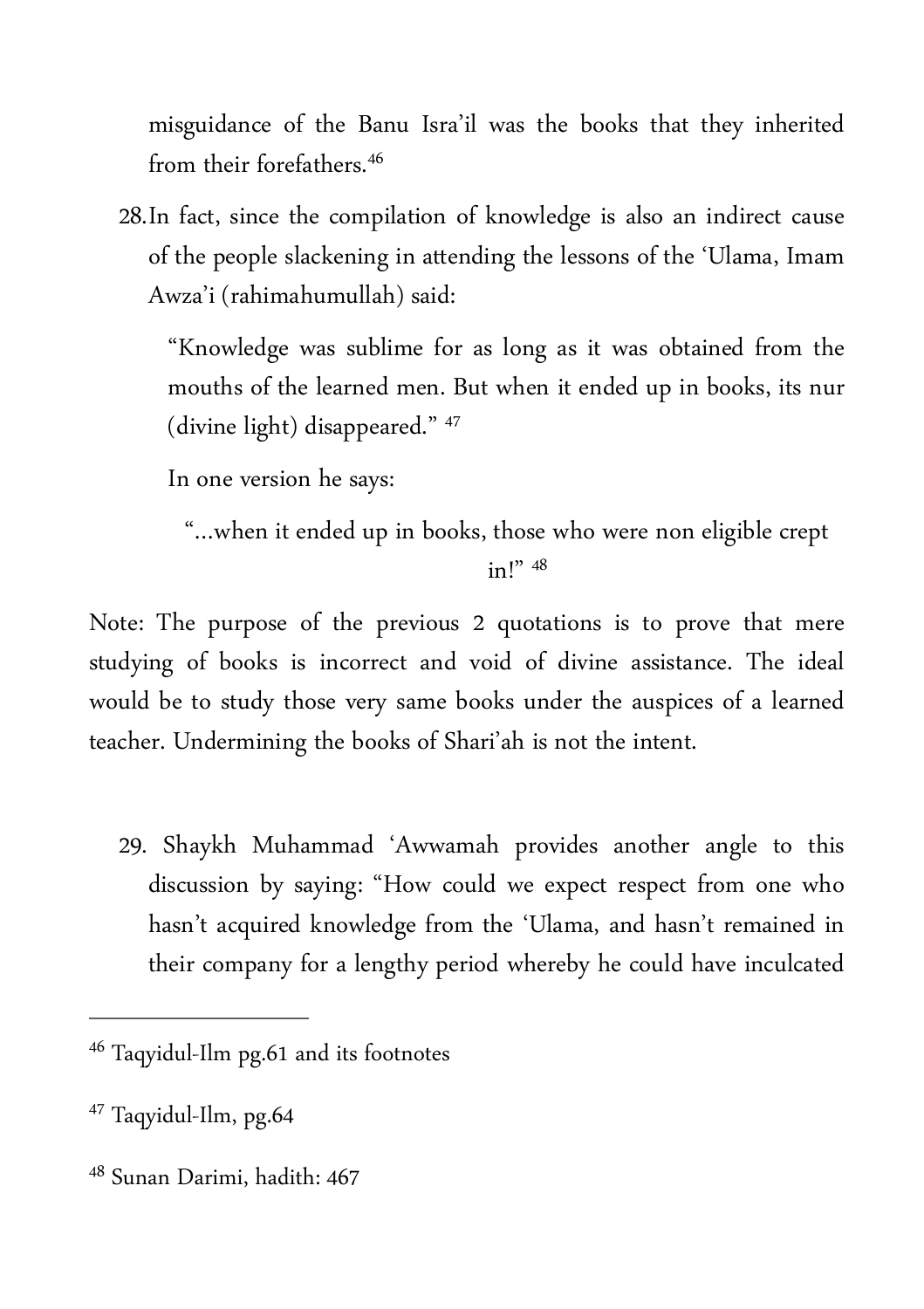misguidance of the Banu Isra'il was the books that they inherited from their forefathers.[46]

28. In fact, since the compilation of knowledge is also an indirect cause of the people slackening in attending the lessons of the 'Ulama, Imam Awza'i (rahimahumullah) said:

 "Knowledge was sublime for as long as it was obtained from the mouths of the learned men. But when it ended up in books, its nur (divine light) disappeared." [47]

 In one version he says:

 "...when it ended up in books, those who were non eligible crept in!" [48]

Note: The purpose of the previous 2 quotations is to prove that mere studying of books is incorrect and void of divine assistance. The ideal would be to study those very same books under the auspices of a learned teacher. Undermining the books of Shari'ah is not the intent.

29. Shaykh Muhammad 'Awwamah provides another angle to this discussion by saying: "How could we expect respect from one who hasn't acquired knowledge from the 'Ulama, and hasn't remained in their company for a lengthy period whereby he could have inculcated

---

[46] Taqyidul-Ilm pg.61 and its footnotes

[47] Taqyidul-Ilm, pg.64

[48] Sunan Darimi, hadith: 467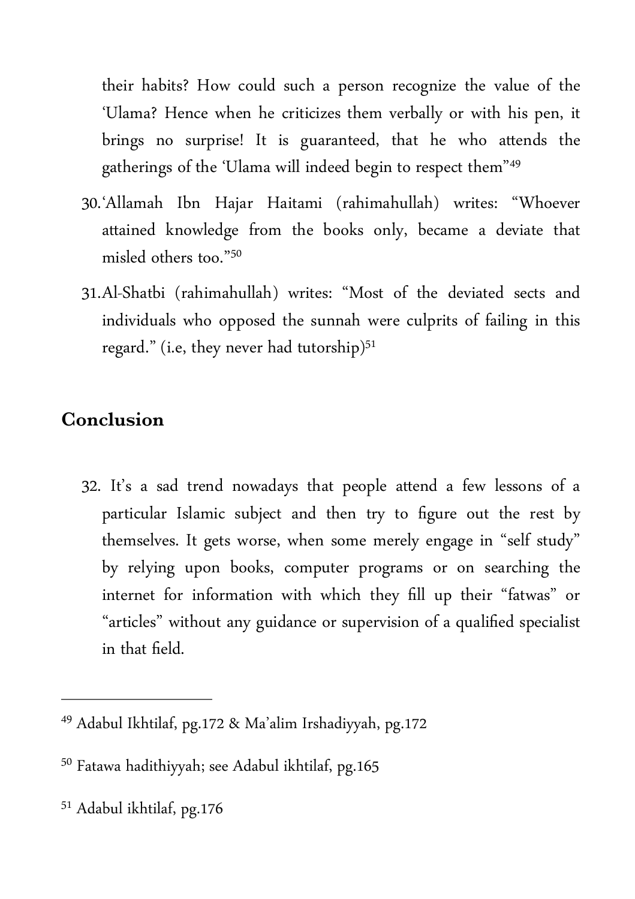their habits? How could such a person recognize the value of the 'Ulama? Hence when he criticizes them verbally or with his pen, it brings no surprise! It is guaranteed, that he who attends the gatherings of the 'Ulama will indeed begin to respect them"[49]

30. 'Allamah Ibn Hajar Haitami (rahimahullah) writes: "Whoever attained knowledge from the books only, became a deviate that misled others too."[50]

31. Al-Shatbi (rahimahullah) writes: "Most of the deviated sects and individuals who opposed the sunnah were culprits of failing in this regard." (i.e, they never had tutorship)[51]

## Conclusion

32. It's a sad trend nowadays that people attend a few lessons of a particular Islamic subject and then try to figure out the rest by themselves. It gets worse, when some merely engage in "self study" by relying upon books, computer programs or on searching the internet for information with which they fill up their "fatwas" or "articles" without any guidance or supervision of a qualified specialist in that field.

---

[49] Adabul Ikhtilaf, pg.172 & Ma'alim Irshadiyyah, pg.172

[50] Fatawa hadithiyyah; see Adabul ikhtilaf, pg.165

[51] Adabul ikhtilaf, pg.176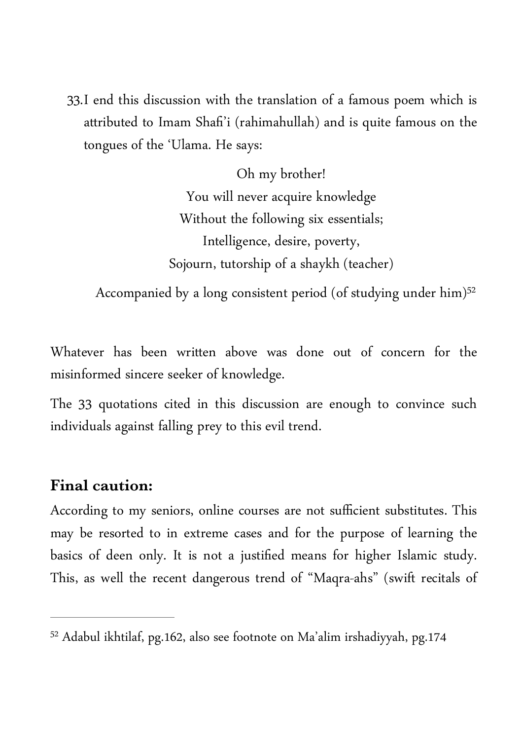33. I end this discussion with the translation of a famous poem which is attributed to Imam Shafi'i (rahimahullah) and is quite famous on the tongues of the 'Ulama. He says:

> Oh my brother!
> You will never acquire knowledge
> Without the following six essentials;
> Intelligence, desire, poverty,
> Sojourn, tutorship of a shaykh (teacher)
> Accompanied by a long consistent period (of studying under him)[52]

Whatever has been written above was done out of concern for the misinformed sincere seeker of knowledge.

The 33 quotations cited in this discussion are enough to convince such individuals against falling prey to this evil trend.

**Final caution:**

According to my seniors, online courses are not sufficient substitutes. This may be resorted to in extreme cases and for the purpose of learning the basics of deen only. It is not a justified means for higher Islamic study. This, as well the recent dangerous trend of "Maqra-ahs" (swift recitals of

---

[52] Adabul ikhtilaf, pg.162, also see footnote on Ma'alim irshadiyyah, pg.174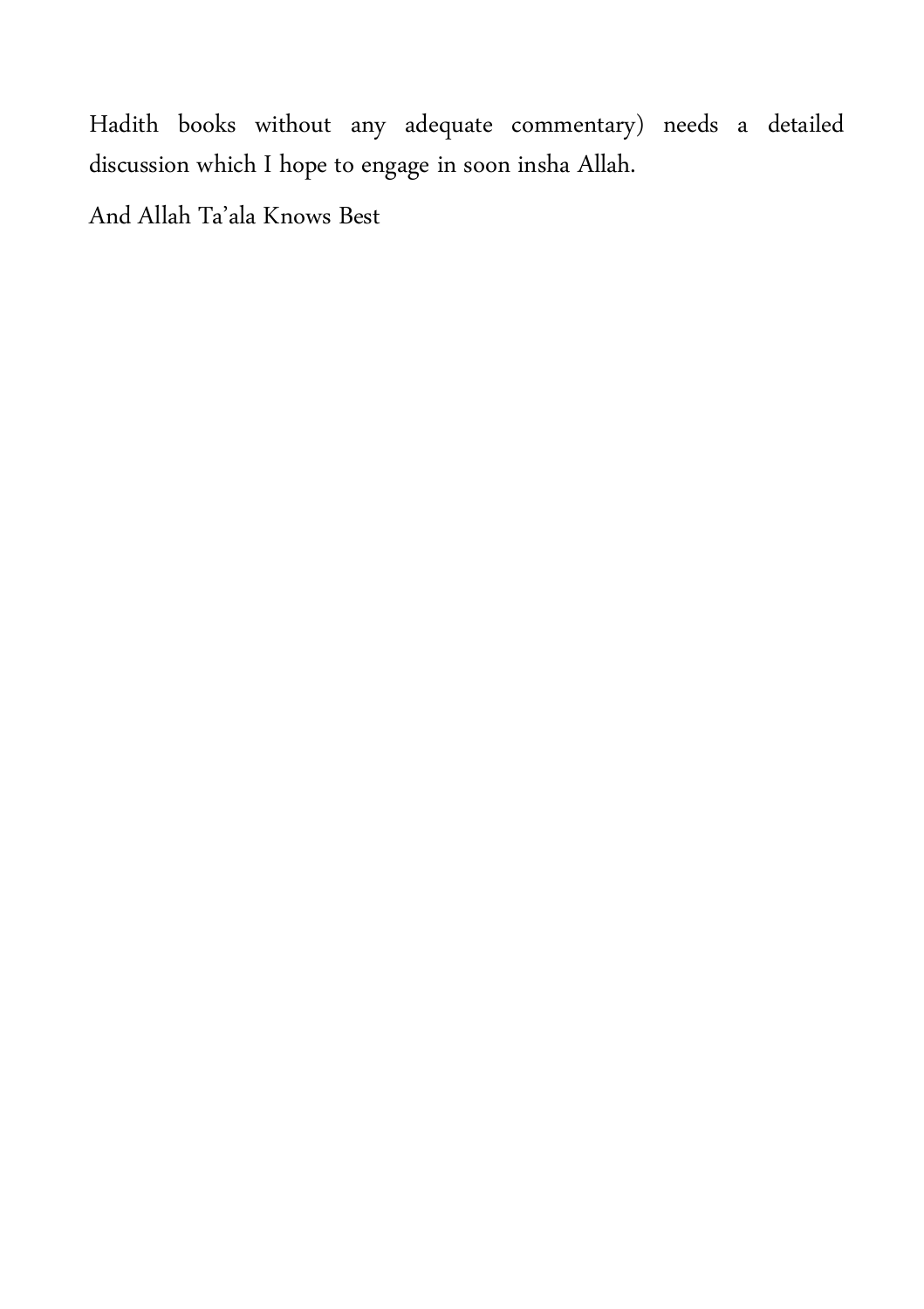Hadith books without any adequate commentary) needs a detailed discussion which I hope to engage in soon insha Allah.

And Allah Ta'ala Knows Best